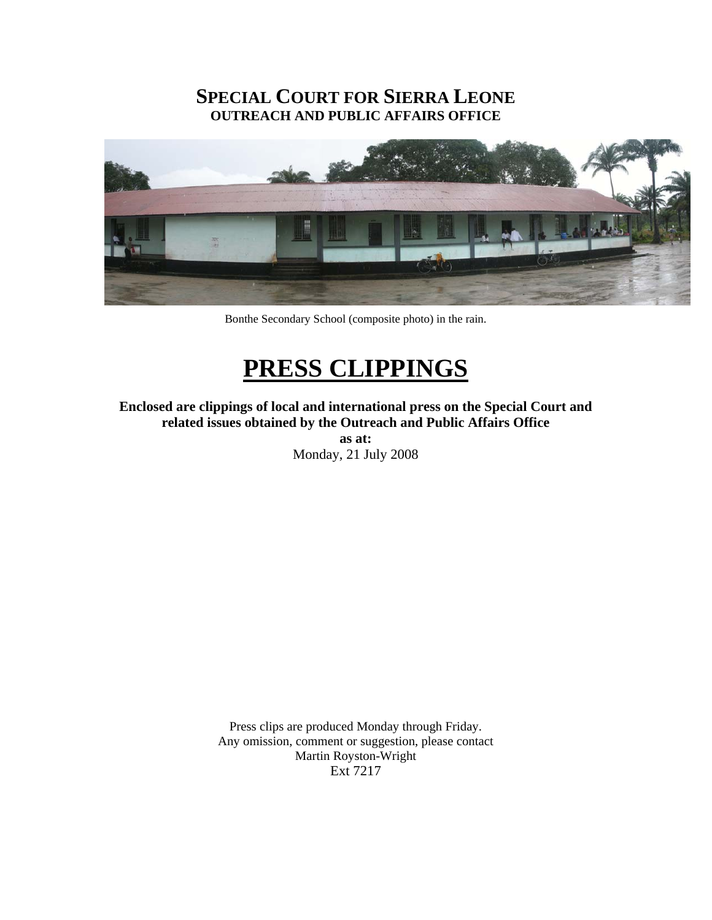# SPECIAL COURT FOR SIERRA LEONE
## OUTREACH AND PUBLIC AFFAIRS OFFICE

Bonthe Secondary School (composite photo) in the rain.

# PRESS CLIPPINGS

**Enclosed are clippings of local and international press on the Special Court and related issues obtained by the Outreach and Public Affairs Office**
**as at:**
Monday, 21 July 2008

Press clips are produced Monday through Friday.
Any omission, comment or suggestion, please contact
Martin Royston-Wright
Ext 7217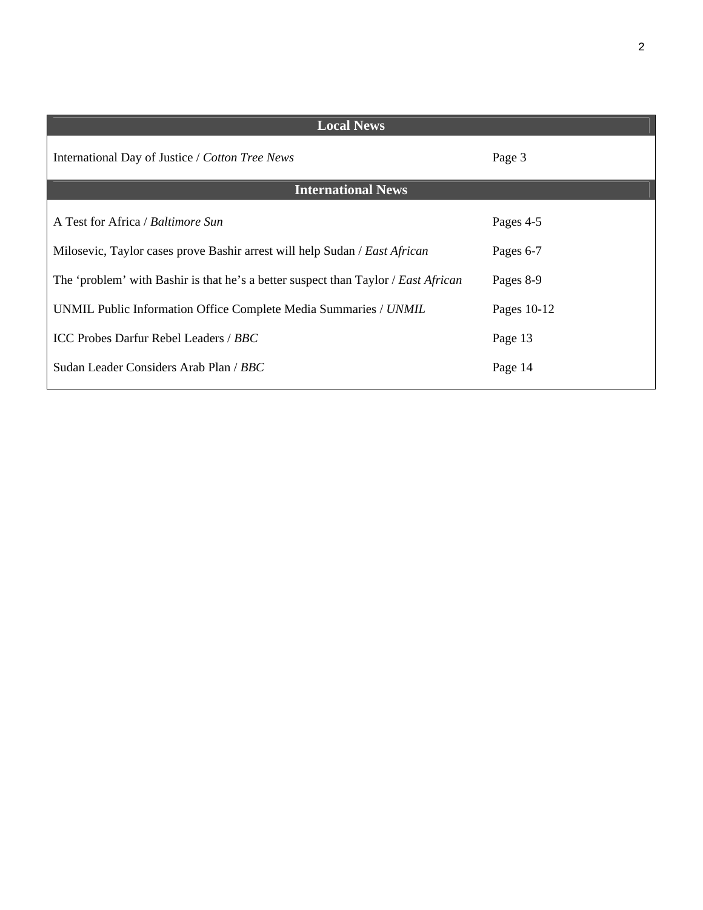## Local News

| | |
|---|---|
| International Day of Justice / *Cotton Tree News* | Page 3 |

## International News

| | |
|---|---|
| A Test for Africa / *Baltimore Sun* | Pages 4-5 |
| Milosevic, Taylor cases prove Bashir arrest will help Sudan / *East African* | Pages 6-7 |
| The 'problem' with Bashir is that he's a better suspect than Taylor / *East African* | Pages 8-9 |
| UNMIL Public Information Office Complete Media Summaries / *UNMIL* | Pages 10-12 |
| ICC Probes Darfur Rebel Leaders / *BBC* | Page 13 |
| Sudan Leader Considers Arab Plan / *BBC* | Page 14 |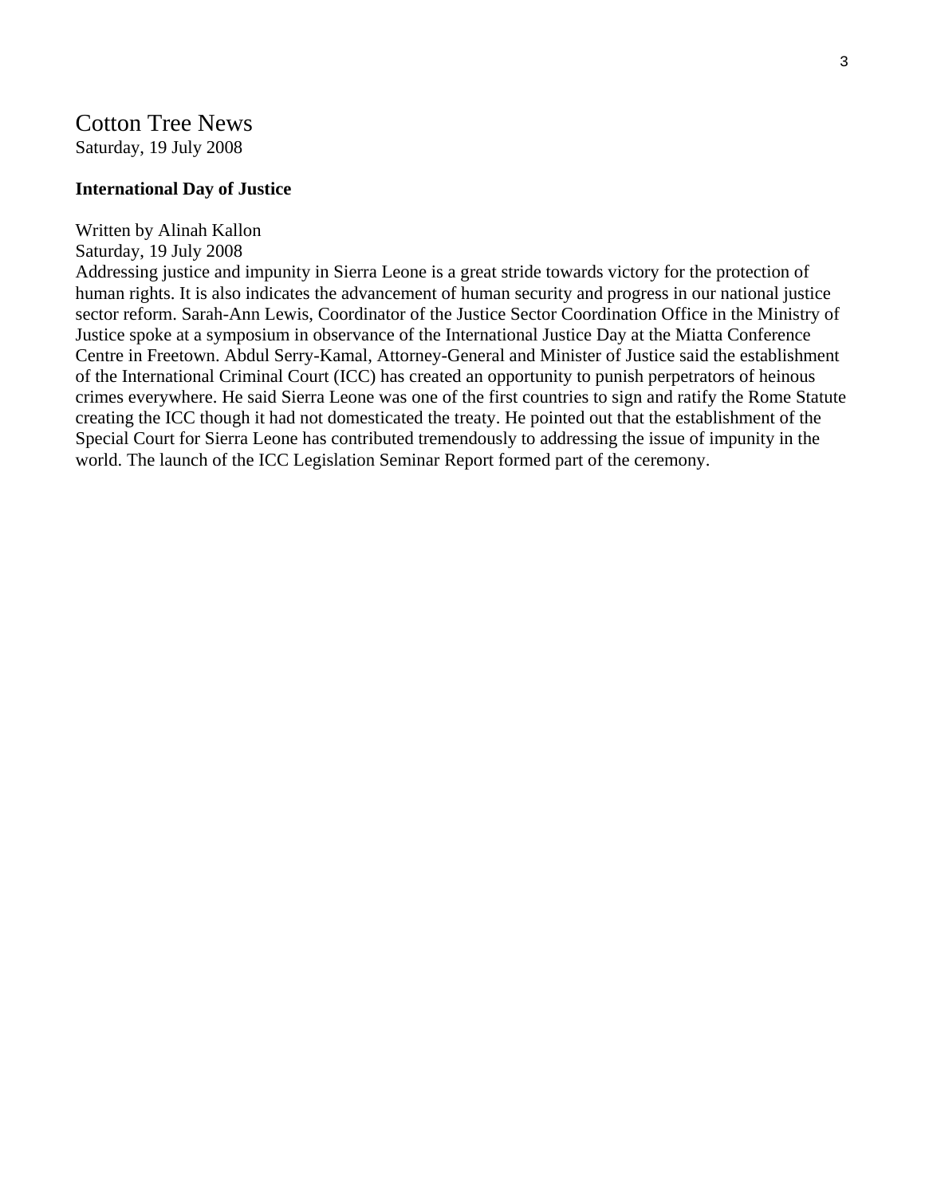# Cotton Tree News

Saturday, 19 July 2008

**International Day of Justice**

Written by Alinah Kallon
Saturday, 19 July 2008

Addressing justice and impunity in Sierra Leone is a great stride towards victory for the protection of human rights. It is also indicates the advancement of human security and progress in our national justice sector reform. Sarah-Ann Lewis, Coordinator of the Justice Sector Coordination Office in the Ministry of Justice spoke at a symposium in observance of the International Justice Day at the Miatta Conference Centre in Freetown. Abdul Serry-Kamal, Attorney-General and Minister of Justice said the establishment of the International Criminal Court (ICC) has created an opportunity to punish perpetrators of heinous crimes everywhere. He said Sierra Leone was one of the first countries to sign and ratify the Rome Statute creating the ICC though it had not domesticated the treaty. He pointed out that the establishment of the Special Court for Sierra Leone has contributed tremendously to addressing the issue of impunity in the world. The launch of the ICC Legislation Seminar Report formed part of the ceremony.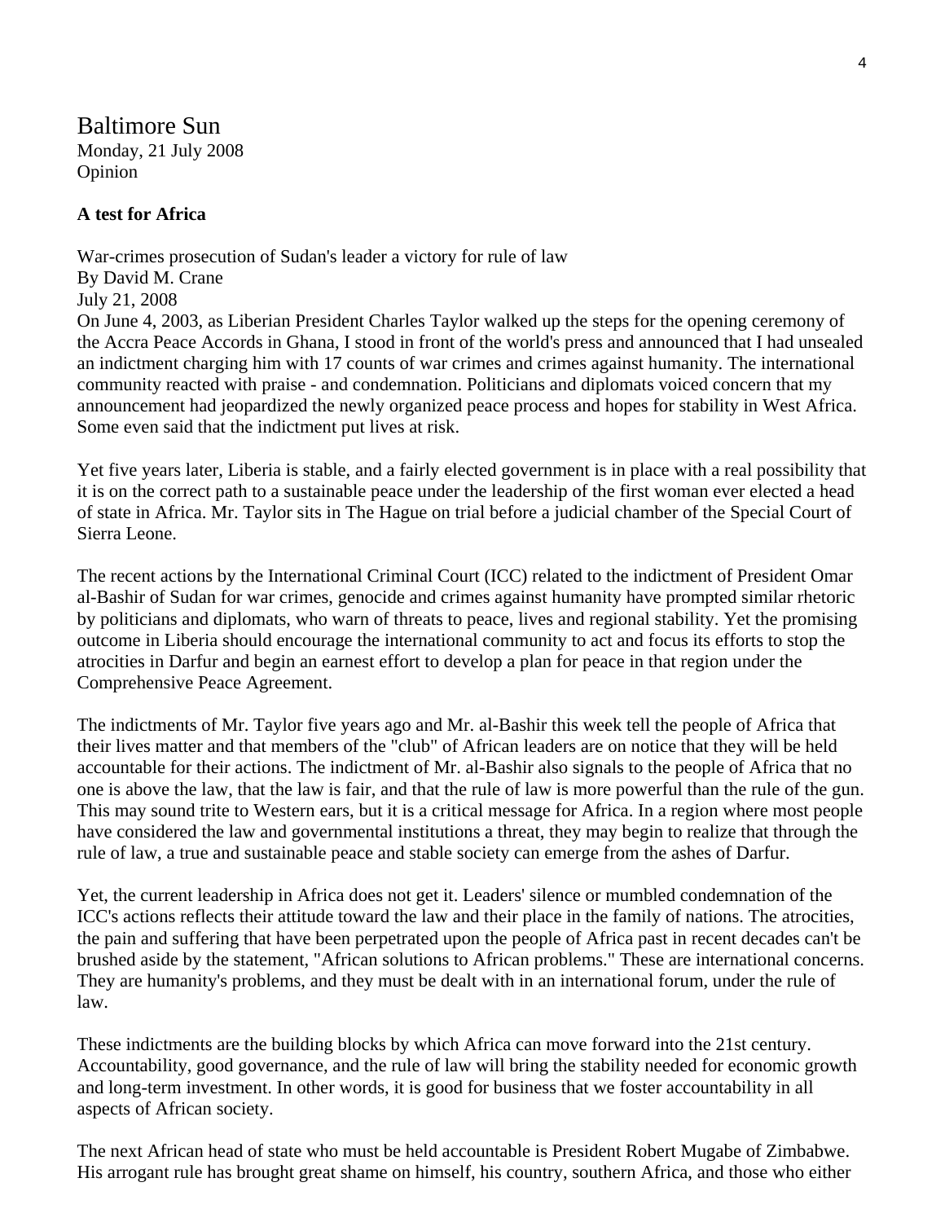Baltimore Sun
Monday, 21 July 2008
Opinion

**A test for Africa**

War-crimes prosecution of Sudan's leader a victory for rule of law
By David M. Crane
July 21, 2008
On June 4, 2003, as Liberian President Charles Taylor walked up the steps for the opening ceremony of the Accra Peace Accords in Ghana, I stood in front of the world's press and announced that I had unsealed an indictment charging him with 17 counts of war crimes and crimes against humanity. The international community reacted with praise - and condemnation. Politicians and diplomats voiced concern that my announcement had jeopardized the newly organized peace process and hopes for stability in West Africa. Some even said that the indictment put lives at risk.

Yet five years later, Liberia is stable, and a fairly elected government is in place with a real possibility that it is on the correct path to a sustainable peace under the leadership of the first woman ever elected a head of state in Africa. Mr. Taylor sits in The Hague on trial before a judicial chamber of the Special Court of Sierra Leone.

The recent actions by the International Criminal Court (ICC) related to the indictment of President Omar al-Bashir of Sudan for war crimes, genocide and crimes against humanity have prompted similar rhetoric by politicians and diplomats, who warn of threats to peace, lives and regional stability. Yet the promising outcome in Liberia should encourage the international community to act and focus its efforts to stop the atrocities in Darfur and begin an earnest effort to develop a plan for peace in that region under the Comprehensive Peace Agreement.

The indictments of Mr. Taylor five years ago and Mr. al-Bashir this week tell the people of Africa that their lives matter and that members of the "club" of African leaders are on notice that they will be held accountable for their actions. The indictment of Mr. al-Bashir also signals to the people of Africa that no one is above the law, that the law is fair, and that the rule of law is more powerful than the rule of the gun. This may sound trite to Western ears, but it is a critical message for Africa. In a region where most people have considered the law and governmental institutions a threat, they may begin to realize that through the rule of law, a true and sustainable peace and stable society can emerge from the ashes of Darfur.

Yet, the current leadership in Africa does not get it. Leaders' silence or mumbled condemnation of the ICC's actions reflects their attitude toward the law and their place in the family of nations. The atrocities, the pain and suffering that have been perpetrated upon the people of Africa past in recent decades can't be brushed aside by the statement, "African solutions to African problems." These are international concerns. They are humanity's problems, and they must be dealt with in an international forum, under the rule of law.

These indictments are the building blocks by which Africa can move forward into the 21st century. Accountability, good governance, and the rule of law will bring the stability needed for economic growth and long-term investment. In other words, it is good for business that we foster accountability in all aspects of African society.

The next African head of state who must be held accountable is President Robert Mugabe of Zimbabwe. His arrogant rule has brought great shame on himself, his country, southern Africa, and those who either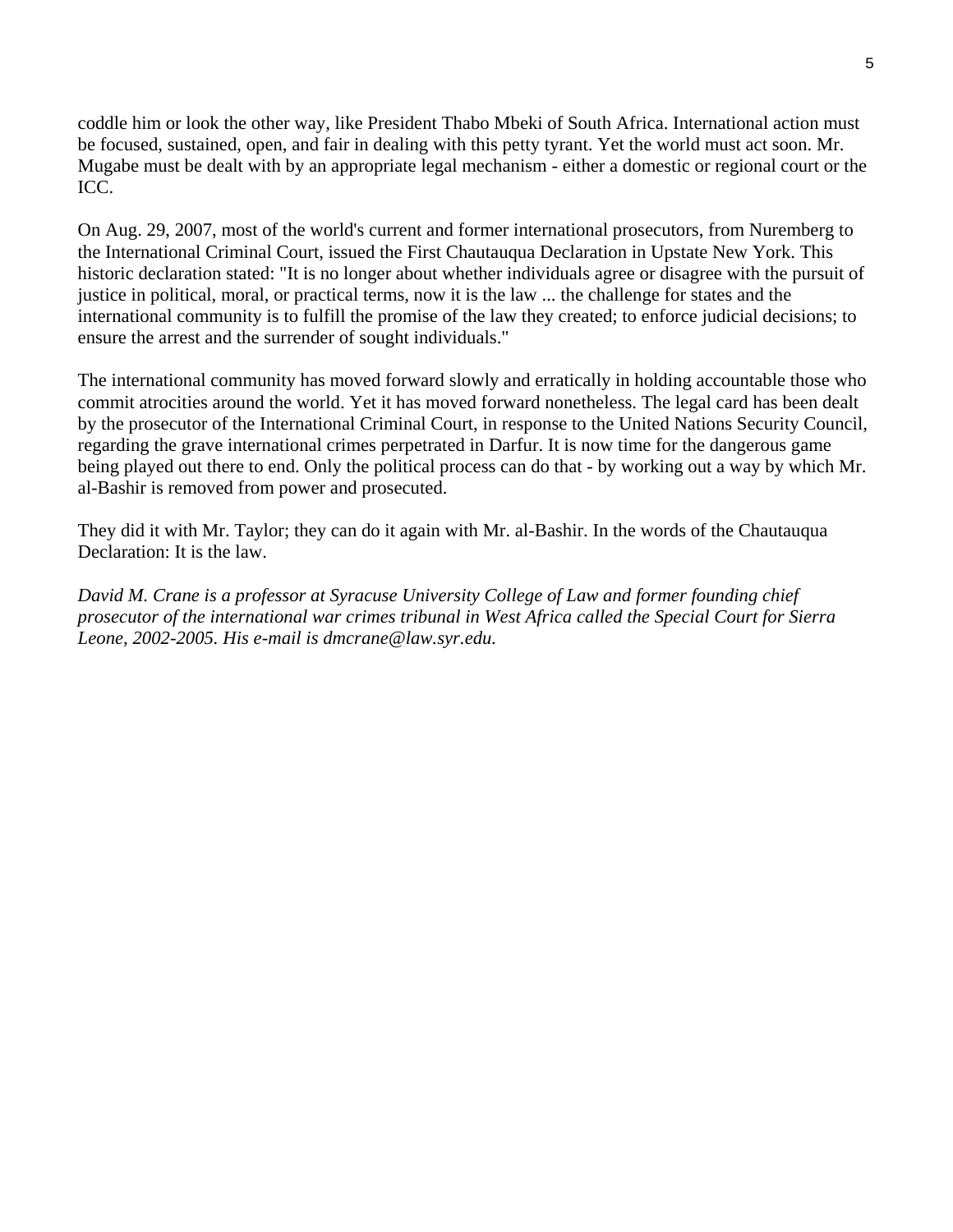coddle him or look the other way, like President Thabo Mbeki of South Africa. International action must be focused, sustained, open, and fair in dealing with this petty tyrant. Yet the world must act soon. Mr. Mugabe must be dealt with by an appropriate legal mechanism - either a domestic or regional court or the ICC.

On Aug. 29, 2007, most of the world's current and former international prosecutors, from Nuremberg to the International Criminal Court, issued the First Chautauqua Declaration in Upstate New York. This historic declaration stated: "It is no longer about whether individuals agree or disagree with the pursuit of justice in political, moral, or practical terms, now it is the law ... the challenge for states and the international community is to fulfill the promise of the law they created; to enforce judicial decisions; to ensure the arrest and the surrender of sought individuals."

The international community has moved forward slowly and erratically in holding accountable those who commit atrocities around the world. Yet it has moved forward nonetheless. The legal card has been dealt by the prosecutor of the International Criminal Court, in response to the United Nations Security Council, regarding the grave international crimes perpetrated in Darfur. It is now time for the dangerous game being played out there to end. Only the political process can do that - by working out a way by which Mr. al-Bashir is removed from power and prosecuted.

They did it with Mr. Taylor; they can do it again with Mr. al-Bashir. In the words of the Chautauqua Declaration: It is the law.

*David M. Crane is a professor at Syracuse University College of Law and former founding chief prosecutor of the international war crimes tribunal in West Africa called the Special Court for Sierra Leone, 2002-2005. His e-mail is dmcrane@law.syr.edu.*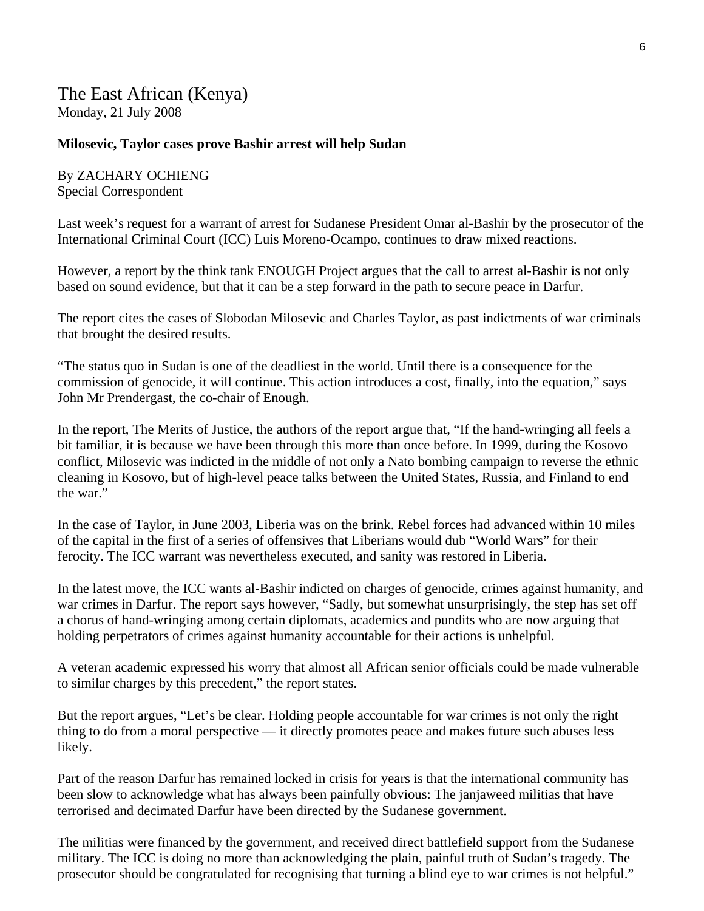## The East African (Kenya)

Monday, 21 July 2008

**Milosevic, Taylor cases prove Bashir arrest will help Sudan**

By ZACHARY OCHIENG
Special Correspondent

Last week's request for a warrant of arrest for Sudanese President Omar al-Bashir by the prosecutor of the International Criminal Court (ICC) Luis Moreno-Ocampo, continues to draw mixed reactions.

However, a report by the think tank ENOUGH Project argues that the call to arrest al-Bashir is not only based on sound evidence, but that it can be a step forward in the path to secure peace in Darfur.

The report cites the cases of Slobodan Milosevic and Charles Taylor, as past indictments of war criminals that brought the desired results.

"The status quo in Sudan is one of the deadliest in the world. Until there is a consequence for the commission of genocide, it will continue. This action introduces a cost, finally, into the equation," says John Mr Prendergast, the co-chair of Enough.

In the report, The Merits of Justice, the authors of the report argue that, "If the hand-wringing all feels a bit familiar, it is because we have been through this more than once before. In 1999, during the Kosovo conflict, Milosevic was indicted in the middle of not only a Nato bombing campaign to reverse the ethnic cleaning in Kosovo, but of high-level peace talks between the United States, Russia, and Finland to end the war."

In the case of Taylor, in June 2003, Liberia was on the brink. Rebel forces had advanced within 10 miles of the capital in the first of a series of offensives that Liberians would dub "World Wars" for their ferocity. The ICC warrant was nevertheless executed, and sanity was restored in Liberia.

In the latest move, the ICC wants al-Bashir indicted on charges of genocide, crimes against humanity, and war crimes in Darfur. The report says however, "Sadly, but somewhat unsurprisingly, the step has set off a chorus of hand-wringing among certain diplomats, academics and pundits who are now arguing that holding perpetrators of crimes against humanity accountable for their actions is unhelpful.

A veteran academic expressed his worry that almost all African senior officials could be made vulnerable to similar charges by this precedent," the report states.

But the report argues, "Let's be clear. Holding people accountable for war crimes is not only the right thing to do from a moral perspective — it directly promotes peace and makes future such abuses less likely.

Part of the reason Darfur has remained locked in crisis for years is that the international community has been slow to acknowledge what has always been painfully obvious: The janjaweed militias that have terrorised and decimated Darfur have been directed by the Sudanese government.

The militias were financed by the government, and received direct battlefield support from the Sudanese military. The ICC is doing no more than acknowledging the plain, painful truth of Sudan's tragedy. The prosecutor should be congratulated for recognising that turning a blind eye to war crimes is not helpful."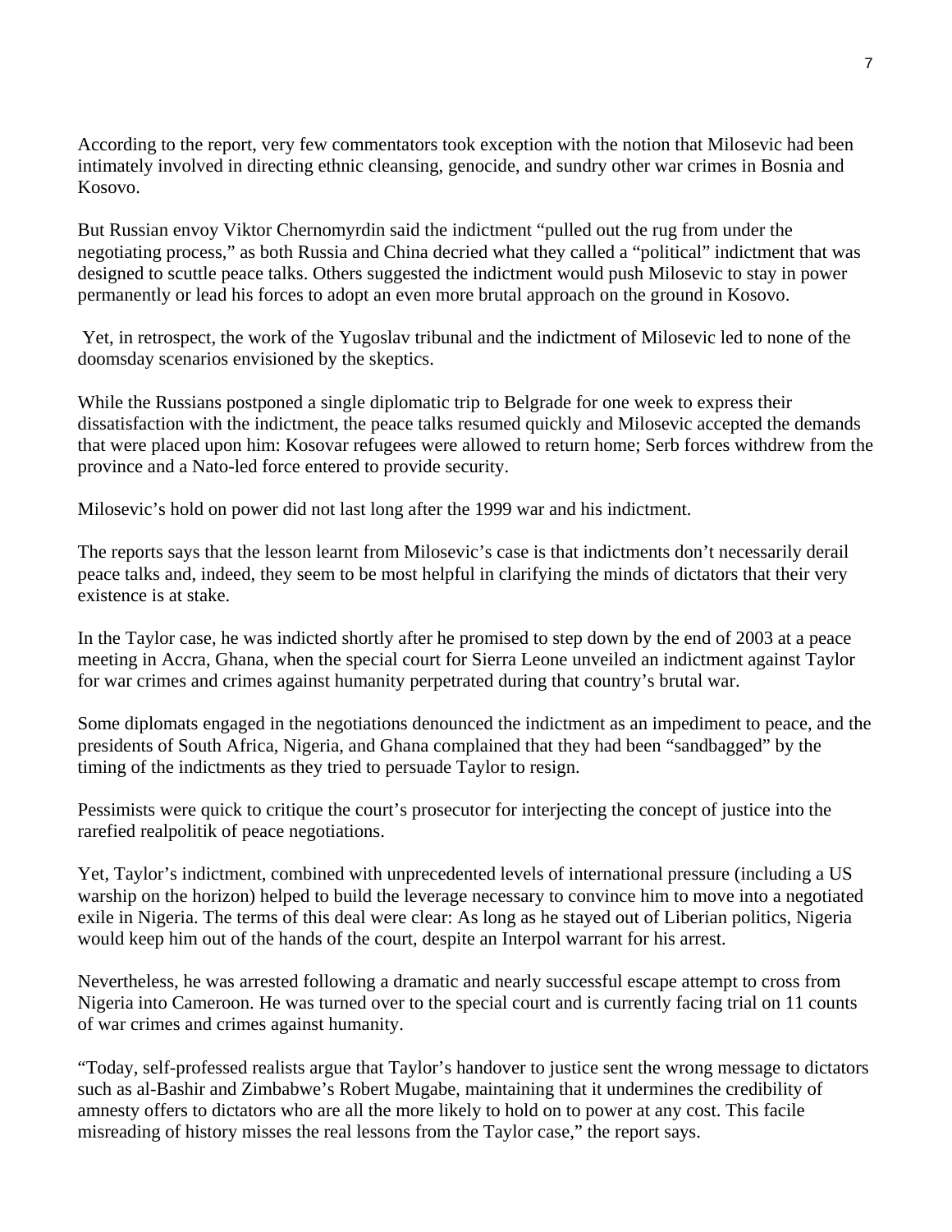According to the report, very few commentators took exception with the notion that Milosevic had been intimately involved in directing ethnic cleansing, genocide, and sundry other war crimes in Bosnia and Kosovo.

But Russian envoy Viktor Chernomyrdin said the indictment "pulled out the rug from under the negotiating process," as both Russia and China decried what they called a "political" indictment that was designed to scuttle peace talks. Others suggested the indictment would push Milosevic to stay in power permanently or lead his forces to adopt an even more brutal approach on the ground in Kosovo.

Yet, in retrospect, the work of the Yugoslav tribunal and the indictment of Milosevic led to none of the doomsday scenarios envisioned by the skeptics.

While the Russians postponed a single diplomatic trip to Belgrade for one week to express their dissatisfaction with the indictment, the peace talks resumed quickly and Milosevic accepted the demands that were placed upon him: Kosovar refugees were allowed to return home; Serb forces withdrew from the province and a Nato-led force entered to provide security.

Milosevic's hold on power did not last long after the 1999 war and his indictment.

The reports says that the lesson learnt from Milosevic's case is that indictments don't necessarily derail peace talks and, indeed, they seem to be most helpful in clarifying the minds of dictators that their very existence is at stake.

In the Taylor case, he was indicted shortly after he promised to step down by the end of 2003 at a peace meeting in Accra, Ghana, when the special court for Sierra Leone unveiled an indictment against Taylor for war crimes and crimes against humanity perpetrated during that country's brutal war.

Some diplomats engaged in the negotiations denounced the indictment as an impediment to peace, and the presidents of South Africa, Nigeria, and Ghana complained that they had been "sandbagged" by the timing of the indictments as they tried to persuade Taylor to resign.

Pessimists were quick to critique the court's prosecutor for interjecting the concept of justice into the rarefied realpolitik of peace negotiations.

Yet, Taylor's indictment, combined with unprecedented levels of international pressure (including a US warship on the horizon) helped to build the leverage necessary to convince him to move into a negotiated exile in Nigeria. The terms of this deal were clear: As long as he stayed out of Liberian politics, Nigeria would keep him out of the hands of the court, despite an Interpol warrant for his arrest.

Nevertheless, he was arrested following a dramatic and nearly successful escape attempt to cross from Nigeria into Cameroon. He was turned over to the special court and is currently facing trial on 11 counts of war crimes and crimes against humanity.

"Today, self-professed realists argue that Taylor's handover to justice sent the wrong message to dictators such as al-Bashir and Zimbabwe's Robert Mugabe, maintaining that it undermines the credibility of amnesty offers to dictators who are all the more likely to hold on to power at any cost. This facile misreading of history misses the real lessons from the Taylor case," the report says.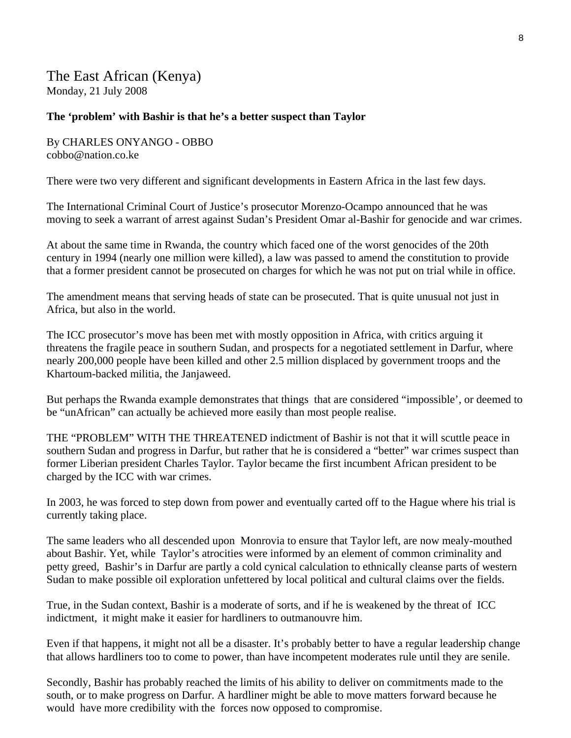The East African (Kenya)
Monday, 21 July 2008

**The 'problem' with Bashir is that he's a better suspect than Taylor**

By CHARLES ONYANGO - OBBO
cobbo@nation.co.ke

There were two very different and significant developments in Eastern Africa in the last few days.

The International Criminal Court of Justice's prosecutor Morenzo-Ocampo announced that he was moving to seek a warrant of arrest against Sudan's President Omar al-Bashir for genocide and war crimes.

At about the same time in Rwanda, the country which faced one of the worst genocides of the 20th century in 1994 (nearly one million were killed), a law was passed to amend the constitution to provide that a former president cannot be prosecuted on charges for which he was not put on trial while in office.

The amendment means that serving heads of state can be prosecuted. That is quite unusual not just in Africa, but also in the world.

The ICC prosecutor's move has been met with mostly opposition in Africa, with critics arguing it threatens the fragile peace in southern Sudan, and prospects for a negotiated settlement in Darfur, where nearly 200,000 people have been killed and other 2.5 million displaced by government troops and the Khartoum-backed militia, the Janjaweed.

But perhaps the Rwanda example demonstrates that things that are considered "impossible', or deemed to be "unAfrican" can actually be achieved more easily than most people realise.

THE "PROBLEM" WITH THE THREATENED indictment of Bashir is not that it will scuttle peace in southern Sudan and progress in Darfur, but rather that he is considered a "better" war crimes suspect than former Liberian president Charles Taylor. Taylor became the first incumbent African president to be charged by the ICC with war crimes.

In 2003, he was forced to step down from power and eventually carted off to the Hague where his trial is currently taking place.

The same leaders who all descended upon Monrovia to ensure that Taylor left, are now mealy-mouthed about Bashir. Yet, while Taylor's atrocities were informed by an element of common criminality and petty greed, Bashir's in Darfur are partly a cold cynical calculation to ethnically cleanse parts of western Sudan to make possible oil exploration unfettered by local political and cultural claims over the fields.

True, in the Sudan context, Bashir is a moderate of sorts, and if he is weakened by the threat of ICC indictment, it might make it easier for hardliners to outmanouvre him.

Even if that happens, it might not all be a disaster. It's probably better to have a regular leadership change that allows hardliners too to come to power, than have incompetent moderates rule until they are senile.

Secondly, Bashir has probably reached the limits of his ability to deliver on commitments made to the south, or to make progress on Darfur. A hardliner might be able to move matters forward because he would have more credibility with the forces now opposed to compromise.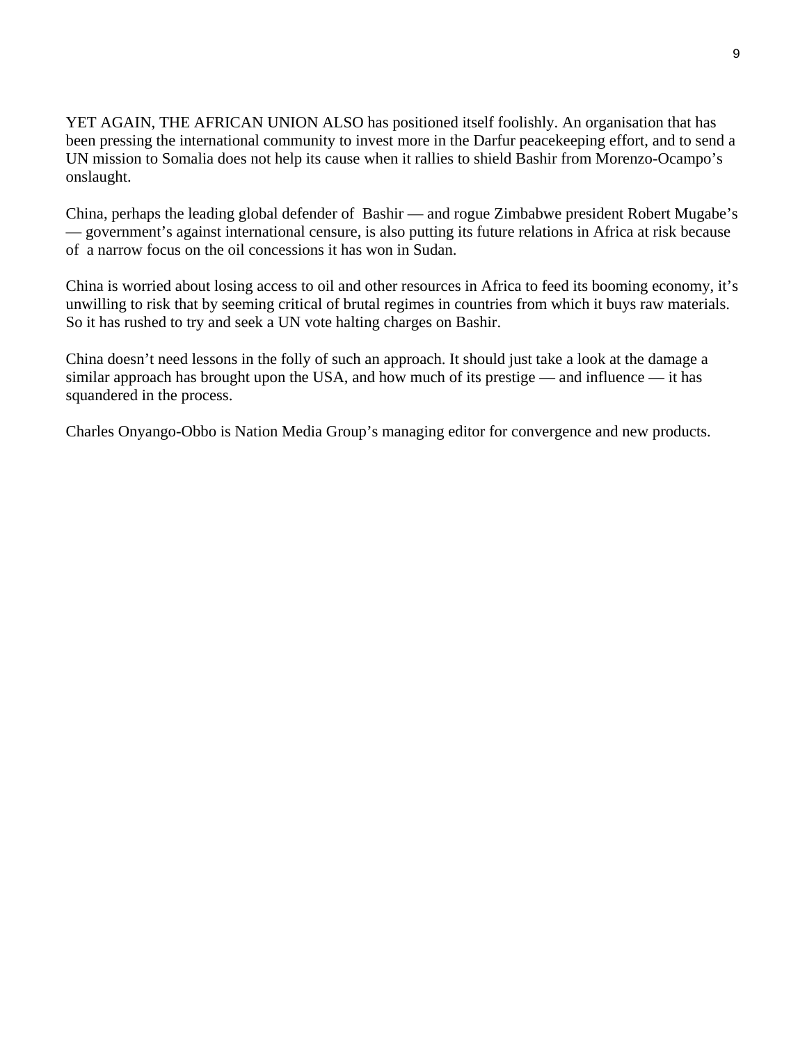YET AGAIN, THE AFRICAN UNION ALSO has positioned itself foolishly. An organisation that has been pressing the international community to invest more in the Darfur peacekeeping effort, and to send a UN mission to Somalia does not help its cause when it rallies to shield Bashir from Morenzo-Ocampo's onslaught.

China, perhaps the leading global defender of Bashir — and rogue Zimbabwe president Robert Mugabe's — government's against international censure, is also putting its future relations in Africa at risk because of a narrow focus on the oil concessions it has won in Sudan.

China is worried about losing access to oil and other resources in Africa to feed its booming economy, it's unwilling to risk that by seeming critical of brutal regimes in countries from which it buys raw materials. So it has rushed to try and seek a UN vote halting charges on Bashir.

China doesn't need lessons in the folly of such an approach. It should just take a look at the damage a similar approach has brought upon the USA, and how much of its prestige — and influence — it has squandered in the process.

Charles Onyango-Obbo is Nation Media Group's managing editor for convergence and new products.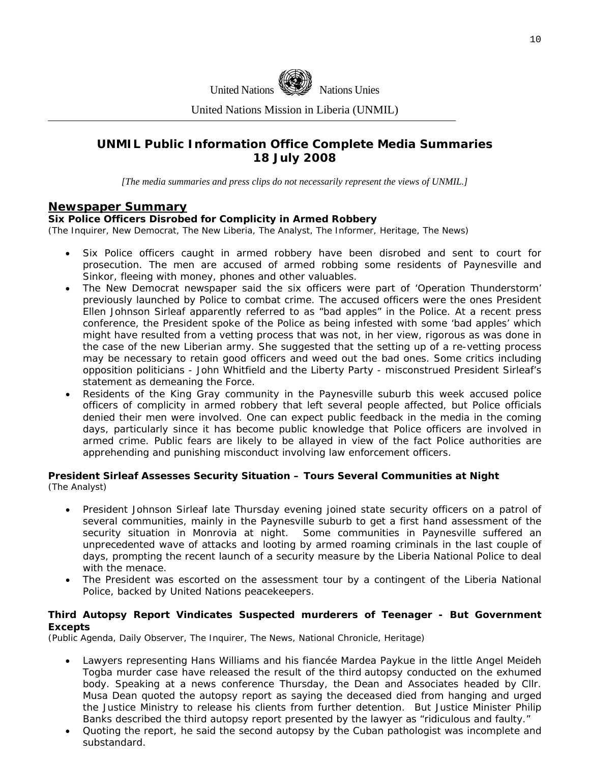United Nations Nations Unies

United Nations Mission in Liberia (UNMIL)

# UNMIL Public Information Office Complete Media Summaries 18 July 2008

*[The media summaries and press clips do not necessarily represent the views of UNMIL.]*

## Newspaper Summary

**Six Police Officers Disrobed for Complicity in Armed Robbery**
(The Inquirer, New Democrat, The New Liberia, The Analyst, The Informer, Heritage, The News)

- Six Police officers caught in armed robbery have been disrobed and sent to court for prosecution. The men are accused of armed robbing some residents of Paynesville and Sinkor, fleeing with money, phones and other valuables.
- The New Democrat newspaper said the six officers were part of 'Operation Thunderstorm' previously launched by Police to combat crime. The accused officers were the ones President Ellen Johnson Sirleaf apparently referred to as "bad apples" in the Police. At a recent press conference, the President spoke of the Police as being infested with some 'bad apples' which might have resulted from a vetting process that was not, in her view, rigorous as was done in the case of the new Liberian army. She suggested that the setting up of a re-vetting process may be necessary to retain good officers and weed out the bad ones. Some critics including opposition politicians - John Whitfield and the Liberty Party - misconstrued President Sirleaf's statement as demeaning the Force.
- Residents of the King Gray community in the Paynesville suburb this week accused police officers of complicity in armed robbery that left several people affected, but Police officials denied their men were involved. One can expect public feedback in the media in the coming days, particularly since it has become public knowledge that Police officers are involved in armed crime. Public fears are likely to be allayed in view of the fact Police authorities are apprehending and punishing misconduct involving law enforcement officers.

**President Sirleaf Assesses Security Situation – Tours Several Communities at Night**
(The Analyst)

- President Johnson Sirleaf late Thursday evening joined state security officers on a patrol of several communities, mainly in the Paynesville suburb to get a first hand assessment of the security situation in Monrovia at night. Some communities in Paynesville suffered an unprecedented wave of attacks and looting by armed roaming criminals in the last couple of days, prompting the recent launch of a security measure by the Liberia National Police to deal with the menace.
- The President was escorted on the assessment tour by a contingent of the Liberia National Police, backed by United Nations peacekeepers.

**Third Autopsy Report Vindicates Suspected murderers of Teenager - But Government Excepts**
(Public Agenda, Daily Observer, The Inquirer, The News, National Chronicle, Heritage)

- Lawyers representing Hans Williams and his fiancée Mardea Paykue in the little Angel Meideh Togba murder case have released the result of the third autopsy conducted on the exhumed body. Speaking at a news conference Thursday, the Dean and Associates headed by Cllr. Musa Dean quoted the autopsy report as saying the deceased died from hanging and urged the Justice Ministry to release his clients from further detention. But Justice Minister Philip Banks described the third autopsy report presented by the lawyer as "ridiculous and faulty."
- Quoting the report, he said the second autopsy by the Cuban pathologist was incomplete and substandard.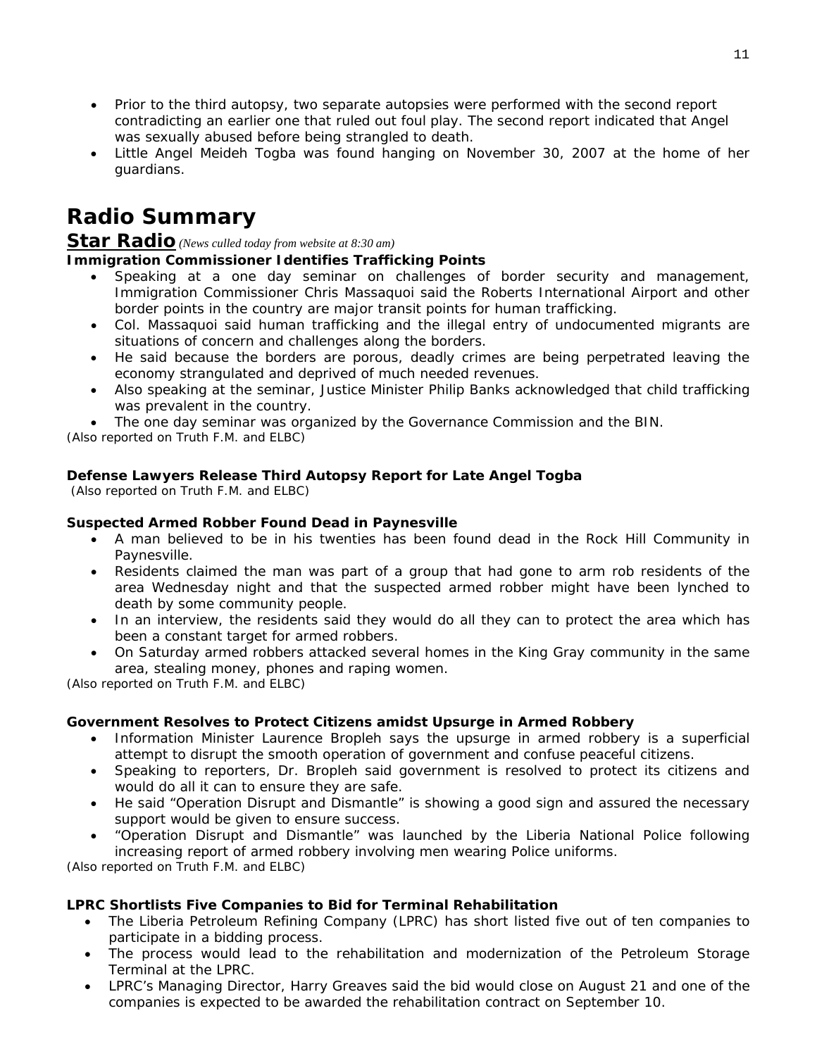- Prior to the third autopsy, two separate autopsies were performed with the second report contradicting an earlier one that ruled out foul play. The second report indicated that Angel was sexually abused before being strangled to death.
- Little Angel Meideh Togba was found hanging on November 30, 2007 at the home of her guardians.

# Radio Summary

## Star Radio *(News culled today from website at 8:30 am)*

**Immigration Commissioner Identifies Trafficking Points**

- Speaking at a one day seminar on challenges of border security and management, Immigration Commissioner Chris Massaquoi said the Roberts International Airport and other border points in the country are major transit points for human trafficking.
- Col. Massaquoi said human trafficking and the illegal entry of undocumented migrants are situations of concern and challenges along the borders.
- He said because the borders are porous, deadly crimes are being perpetrated leaving the economy strangulated and deprived of much needed revenues.
- Also speaking at the seminar, Justice Minister Philip Banks acknowledged that child trafficking was prevalent in the country.
- The one day seminar was organized by the Governance Commission and the BIN.

(Also reported on Truth F.M. and ELBC)

**Defense Lawyers Release Third Autopsy Report for Late Angel Togba**

(Also reported on Truth F.M. and ELBC)

**Suspected Armed Robber Found Dead in Paynesville**

- A man believed to be in his twenties has been found dead in the Rock Hill Community in Paynesville.
- Residents claimed the man was part of a group that had gone to arm rob residents of the area Wednesday night and that the suspected armed robber might have been lynched to death by some community people.
- In an interview, the residents said they would do all they can to protect the area which has been a constant target for armed robbers.
- On Saturday armed robbers attacked several homes in the King Gray community in the same area, stealing money, phones and raping women.

(Also reported on Truth F.M. and ELBC)

**Government Resolves to Protect Citizens amidst Upsurge in Armed Robbery**

- Information Minister Laurence Bropleh says the upsurge in armed robbery is a superficial attempt to disrupt the smooth operation of government and confuse peaceful citizens.
- Speaking to reporters, Dr. Bropleh said government is resolved to protect its citizens and would do all it can to ensure they are safe.
- He said "Operation Disrupt and Dismantle" is showing a good sign and assured the necessary support would be given to ensure success.
- "Operation Disrupt and Dismantle" was launched by the Liberia National Police following increasing report of armed robbery involving men wearing Police uniforms.

(Also reported on Truth F.M. and ELBC)

**LPRC Shortlists Five Companies to Bid for Terminal Rehabilitation**

- The Liberia Petroleum Refining Company (LPRC) has short listed five out of ten companies to participate in a bidding process.
- The process would lead to the rehabilitation and modernization of the Petroleum Storage Terminal at the LPRC.
- LPRC's Managing Director, Harry Greaves said the bid would close on August 21 and one of the companies is expected to be awarded the rehabilitation contract on September 10.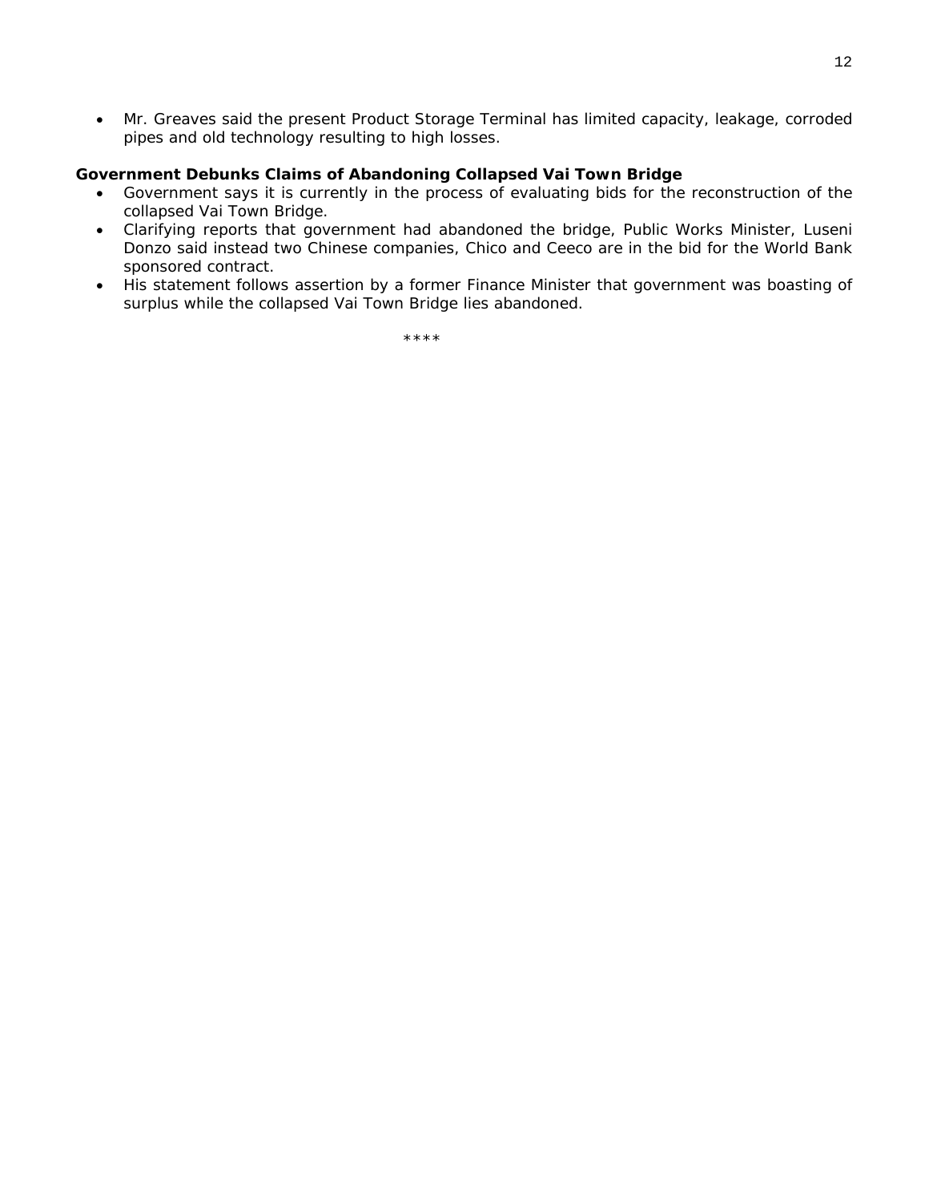- Mr. Greaves said the present Product Storage Terminal has limited capacity, leakage, corroded pipes and old technology resulting to high losses.

**Government Debunks Claims of Abandoning Collapsed Vai Town Bridge**

- Government says it is currently in the process of evaluating bids for the reconstruction of the collapsed Vai Town Bridge.
- Clarifying reports that government had abandoned the bridge, Public Works Minister, Luseni Donzo said instead two Chinese companies, Chico and Ceeco are in the bid for the World Bank sponsored contract.
- His statement follows assertion by a former Finance Minister that government was boasting of surplus while the collapsed Vai Town Bridge lies abandoned.

****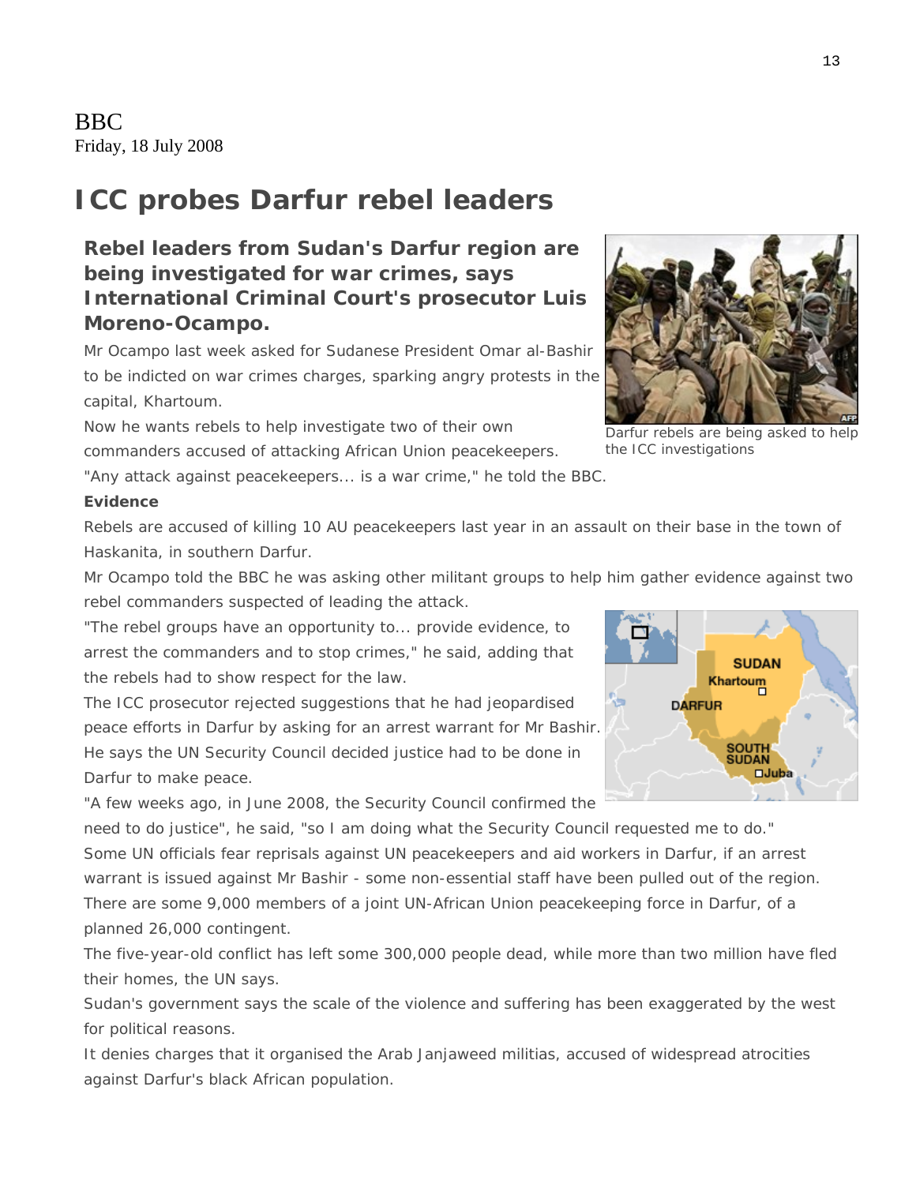BBC
Friday, 18 July 2008

# ICC probes Darfur rebel leaders

**Rebel leaders from Sudan's Darfur region are being investigated for war crimes, says International Criminal Court's prosecutor Luis Moreno-Ocampo.**

Mr Ocampo last week asked for Sudanese President Omar al-Bashir to be indicted on war crimes charges, sparking angry protests in the capital, Khartoum.

Now he wants rebels to help investigate two of their own commanders accused of attacking African Union peacekeepers.

Darfur rebels are being asked to help the ICC investigations

"Any attack against peacekeepers... is a war crime," he told the BBC.

**Evidence**

Rebels are accused of killing 10 AU peacekeepers last year in an assault on their base in the town of Haskanita, in southern Darfur.

Mr Ocampo told the BBC he was asking other militant groups to help him gather evidence against two rebel commanders suspected of leading the attack.

"The rebel groups have an opportunity to... provide evidence, to arrest the commanders and to stop crimes," he said, adding that the rebels had to show respect for the law.

The ICC prosecutor rejected suggestions that he had jeopardised peace efforts in Darfur by asking for an arrest warrant for Mr Bashir.

He says the UN Security Council decided justice had to be done in Darfur to make peace.

"A few weeks ago, in June 2008, the Security Council confirmed the need to do justice", he said, "so I am doing what the Security Council requested me to do."

Some UN officials fear reprisals against UN peacekeepers and aid workers in Darfur, if an arrest warrant is issued against Mr Bashir - some non-essential staff have been pulled out of the region.

There are some 9,000 members of a joint UN-African Union peacekeeping force in Darfur, of a planned 26,000 contingent.

The five-year-old conflict has left some 300,000 people dead, while more than two million have fled their homes, the UN says.

Sudan's government says the scale of the violence and suffering has been exaggerated by the west for political reasons.

It denies charges that it organised the Arab Janjaweed militias, accused of widespread atrocities against Darfur's black African population.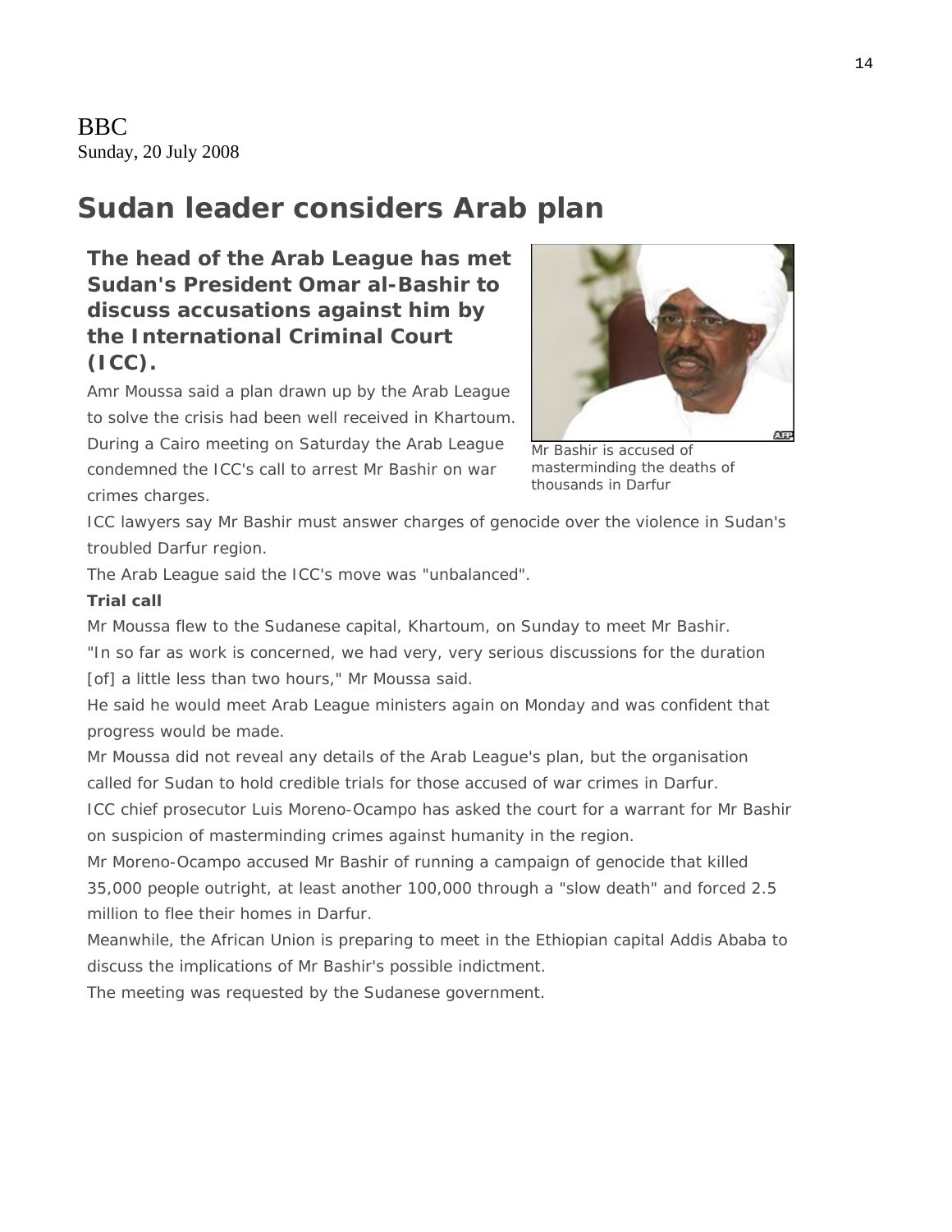BBC
Sunday, 20 July 2008

# Sudan leader considers Arab plan

**The head of the Arab League has met Sudan's President Omar al-Bashir to discuss accusations against him by the International Criminal Court (ICC).**

Amr Moussa said a plan drawn up by the Arab League to solve the crisis had been well received in Khartoum.

During a Cairo meeting on Saturday the Arab League condemned the ICC's call to arrest Mr Bashir on war crimes charges.

Mr Bashir is accused of masterminding the deaths of thousands in Darfur

ICC lawyers say Mr Bashir must answer charges of genocide over the violence in Sudan's troubled Darfur region.

The Arab League said the ICC's move was "unbalanced".

**Trial call**

Mr Moussa flew to the Sudanese capital, Khartoum, on Sunday to meet Mr Bashir.

"In so far as work is concerned, we had very, very serious discussions for the duration [of] a little less than two hours," Mr Moussa said.

He said he would meet Arab League ministers again on Monday and was confident that progress would be made.

Mr Moussa did not reveal any details of the Arab League's plan, but the organisation called for Sudan to hold credible trials for those accused of war crimes in Darfur.

ICC chief prosecutor Luis Moreno-Ocampo has asked the court for a warrant for Mr Bashir on suspicion of masterminding crimes against humanity in the region.

Mr Moreno-Ocampo accused Mr Bashir of running a campaign of genocide that killed 35,000 people outright, at least another 100,000 through a "slow death" and forced 2.5 million to flee their homes in Darfur.

Meanwhile, the African Union is preparing to meet in the Ethiopian capital Addis Ababa to discuss the implications of Mr Bashir's possible indictment.

The meeting was requested by the Sudanese government.